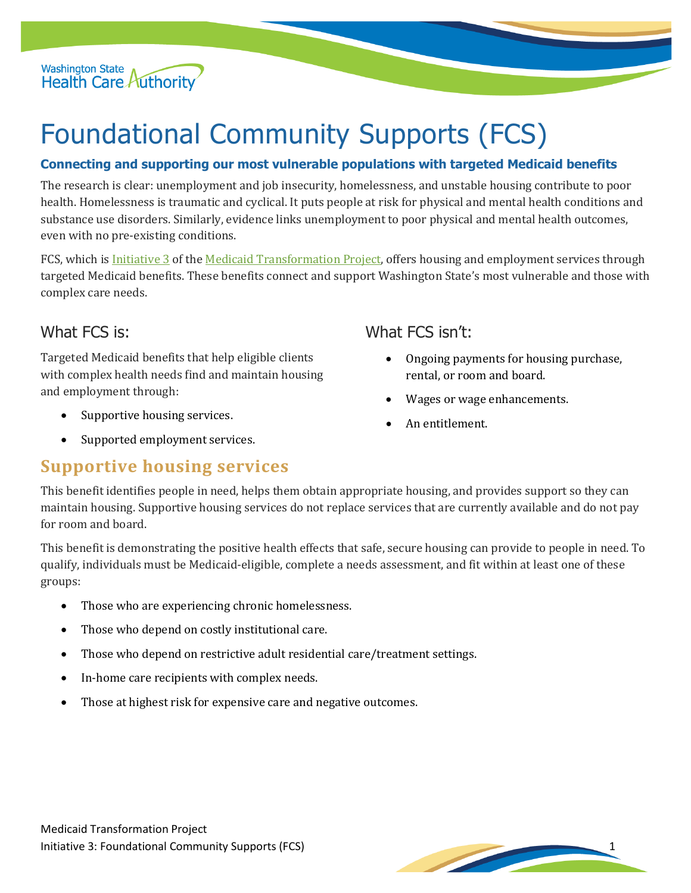# Foundational Community Supports (FCS)

**Connecting and supporting our most vulnerable populations with targeted Medicaid benefits**

The research is clear: unemployment and job insecurity, homelessness, and unstable housing contribute to poor health. Homelessness is traumatic and cyclical. It puts people at risk for physical and mental health conditions and substance use disorders. Similarly, evidence links unemployment to poor physical and mental health outcomes, even with no pre-existing conditions.

FCS, which is Initiative 3 of the Medicaid Transformation Project, offers housing and employment services through targeted Medicaid benefits. These benefits connect and support Washington State's most vulnerable and those with complex care needs.

### What FCS is:

Targeted Medicaid benefits that help eligible clients with complex health needs find and maintain housing and employment through:

- Supportive housing services.
- Supported employment services.

### What FCS isn't:

- Ongoing payments for housing purchase, rental, or room and board.
- Wages or wage enhancements.
- An entitlement.

## Supportive housing services

This benefit identifies people in need, helps them obtain appropriate housing, and provides support so they can maintain housing. Supportive housing services do not replace services that are currently available and do not pay for room and board.

This benefit is demonstrating the positive health effects that safe, secure housing can provide to people in need. To qualify, individuals must be Medicaid-eligible, complete a needs assessment, and fit within at least one of these groups:

- Those who are experiencing chronic homelessness.
- Those who depend on costly institutional care.
- Those who depend on restrictive adult residential care/treatment settings.
- In-home care recipients with complex needs.
- Those at highest risk for expensive care and negative outcomes.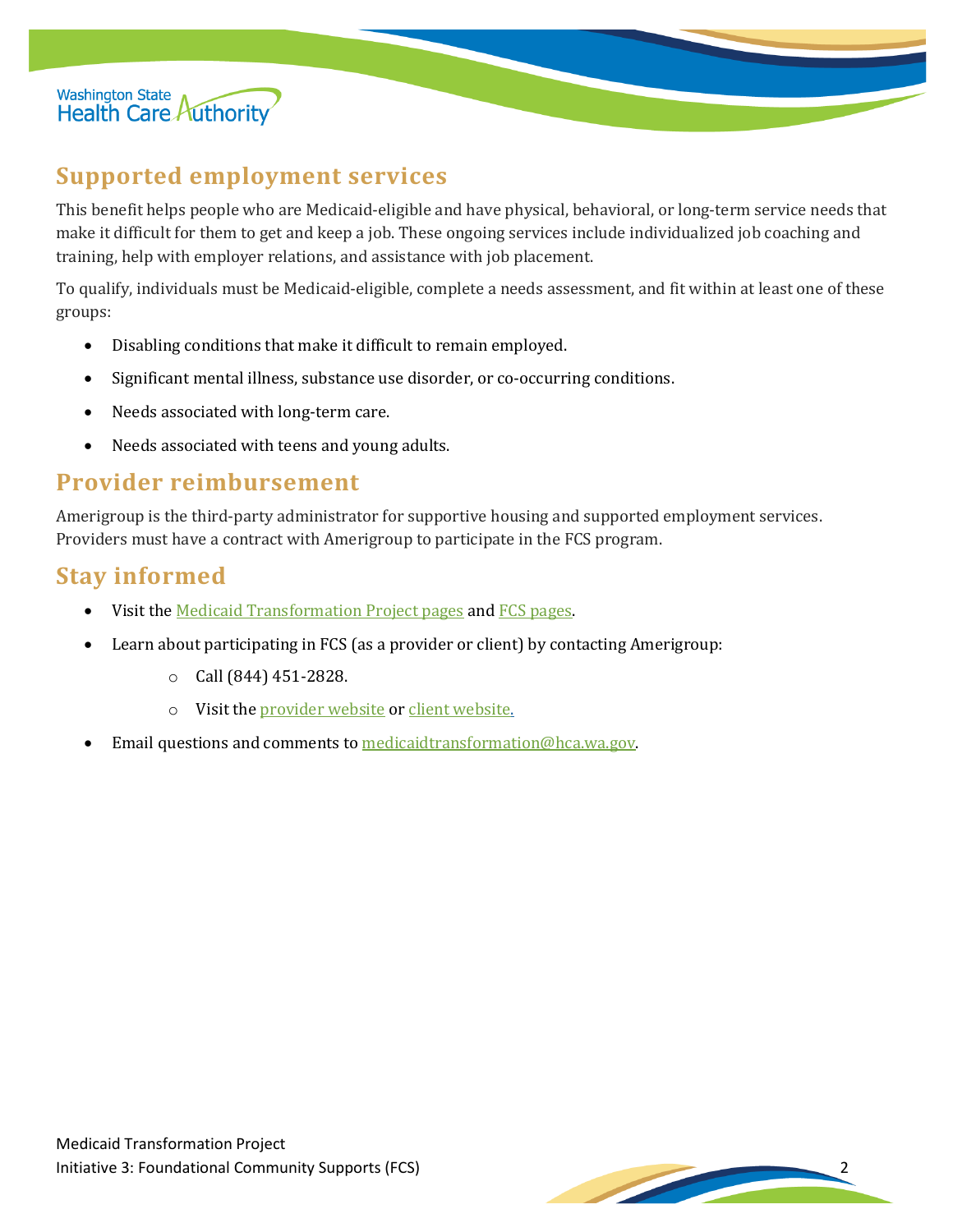## Supported employment services

This benefit helps people who are Medicaid-eligible and have physical, behavioral, or long-term service needs that make it difficult for them to get and keep a job. These ongoing services include individualized job coaching and training, help with employer relations, and assistance with job placement.

To qualify, individuals must be Medicaid-eligible, complete a needs assessment, and fit within at least one of these groups:

- Disabling conditions that make it difficult to remain employed.
- Significant mental illness, substance use disorder, or co-occurring conditions.
- Needs associated with long-term care.
- Needs associated with teens and young adults.

## Provider reimbursement

Amerigroup is the third-party administrator for supportive housing and supported employment services. Providers must have a contract with Amerigroup to participate in the FCS program.

## Stay informed

- Visit the Medicaid Transformation Project pages and FCS pages.
- Learn about participating in FCS (as a provider or client) by contacting Amerigroup:
    - Call (844) 451-2828.
    - Visit the provider website or client website.
- Email questions and comments to medicaidtransformation@hca.wa.gov.